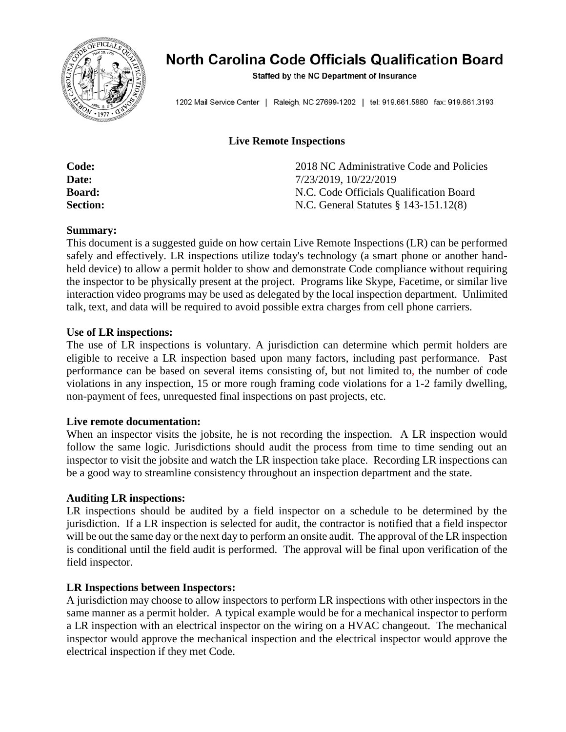# North Carolina Code Officials Qualification Board

**Staffed by the NC Department of Insurance**

1202 Mail Service Center | Raleigh, NC 27699-1202 | tel: 919.661.5880 fax: 919.661.3193

## Live Remote Inspections

| | |
|---|---|
| **Code:** | 2018 NC Administrative Code and Policies |
| **Date:** | 7/23/2019, 10/22/2019 |
| **Board:** | N.C. Code Officials Qualification Board |
| **Section:** | N.C. General Statutes § 143-151.12(8) |

**Summary:**
This document is a suggested guide on how certain Live Remote Inspections (LR) can be performed safely and effectively. LR inspections utilize today's technology (a smart phone or another hand-held device) to allow a permit holder to show and demonstrate Code compliance without requiring the inspector to be physically present at the project. Programs like Skype, Facetime, or similar live interaction video programs may be used as delegated by the local inspection department. Unlimited talk, text, and data will be required to avoid possible extra charges from cell phone carriers.

**Use of LR inspections:**
The use of LR inspections is voluntary. A jurisdiction can determine which permit holders are eligible to receive a LR inspection based upon many factors, including past performance. Past performance can be based on several items consisting of, but not limited to, the number of code violations in any inspection, 15 or more rough framing code violations for a 1-2 family dwelling, non-payment of fees, unrequested final inspections on past projects, etc.

**Live remote documentation:**
When an inspector visits the jobsite, he is not recording the inspection. A LR inspection would follow the same logic. Jurisdictions should audit the process from time to time sending out an inspector to visit the jobsite and watch the LR inspection take place. Recording LR inspections can be a good way to streamline consistency throughout an inspection department and the state.

**Auditing LR inspections:**
LR inspections should be audited by a field inspector on a schedule to be determined by the jurisdiction. If a LR inspection is selected for audit, the contractor is notified that a field inspector will be out the same day or the next day to perform an onsite audit. The approval of the LR inspection is conditional until the field audit is performed. The approval will be final upon verification of the field inspector.

**LR Inspections between Inspectors:**
A jurisdiction may choose to allow inspectors to perform LR inspections with other inspectors in the same manner as a permit holder. A typical example would be for a mechanical inspector to perform a LR inspection with an electrical inspector on the wiring on a HVAC changeout. The mechanical inspector would approve the mechanical inspection and the electrical inspector would approve the electrical inspection if they met Code.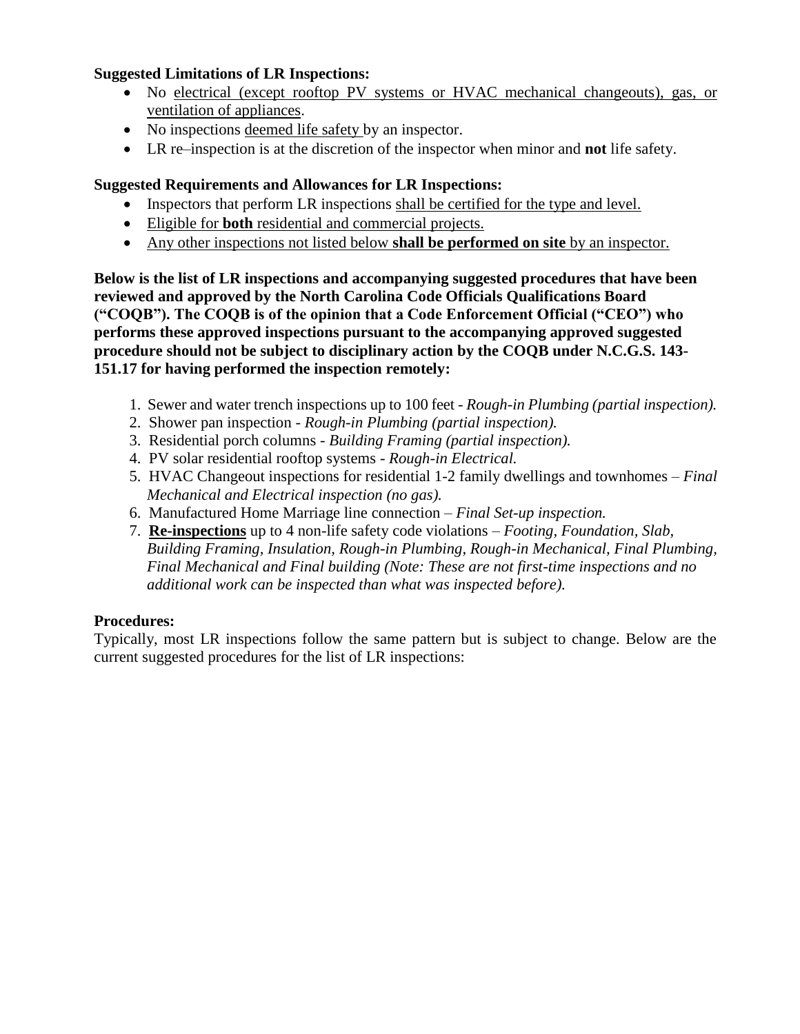**Suggested Limitations of LR Inspections:**

- No electrical (except rooftop PV systems or HVAC mechanical changeouts), gas, or ventilation of appliances.
- No inspections deemed life safety by an inspector.
- LR re–inspection is at the discretion of the inspector when minor and **not** life safety.

**Suggested Requirements and Allowances for LR Inspections:**

- Inspectors that perform LR inspections shall be certified for the type and level.
- Eligible for **both** residential and commercial projects.
- Any other inspections not listed below **shall be performed on site** by an inspector.

**Below is the list of LR inspections and accompanying suggested procedures that have been reviewed and approved by the North Carolina Code Officials Qualifications Board ("COQB"). The COQB is of the opinion that a Code Enforcement Official ("CEO") who performs these approved inspections pursuant to the accompanying approved suggested procedure should not be subject to disciplinary action by the COQB under N.C.G.S. 143-151.17 for having performed the inspection remotely:**

1. Sewer and water trench inspections up to 100 feet - *Rough-in Plumbing (partial inspection).*
2. Shower pan inspection - *Rough-in Plumbing (partial inspection).*
3. Residential porch columns - *Building Framing (partial inspection).*
4. PV solar residential rooftop systems - *Rough-in Electrical.*
5. HVAC Changeout inspections for residential 1-2 family dwellings and townhomes – *Final Mechanical and Electrical inspection (no gas).*
6. Manufactured Home Marriage line connection – *Final Set-up inspection.*
7. **Re-inspections** up to 4 non-life safety code violations – *Footing, Foundation, Slab, Building Framing, Insulation, Rough-in Plumbing, Rough-in Mechanical, Final Plumbing, Final Mechanical and Final building (Note: These are not first-time inspections and no additional work can be inspected than what was inspected before).*

**Procedures:**

Typically, most LR inspections follow the same pattern but is subject to change. Below are the current suggested procedures for the list of LR inspections: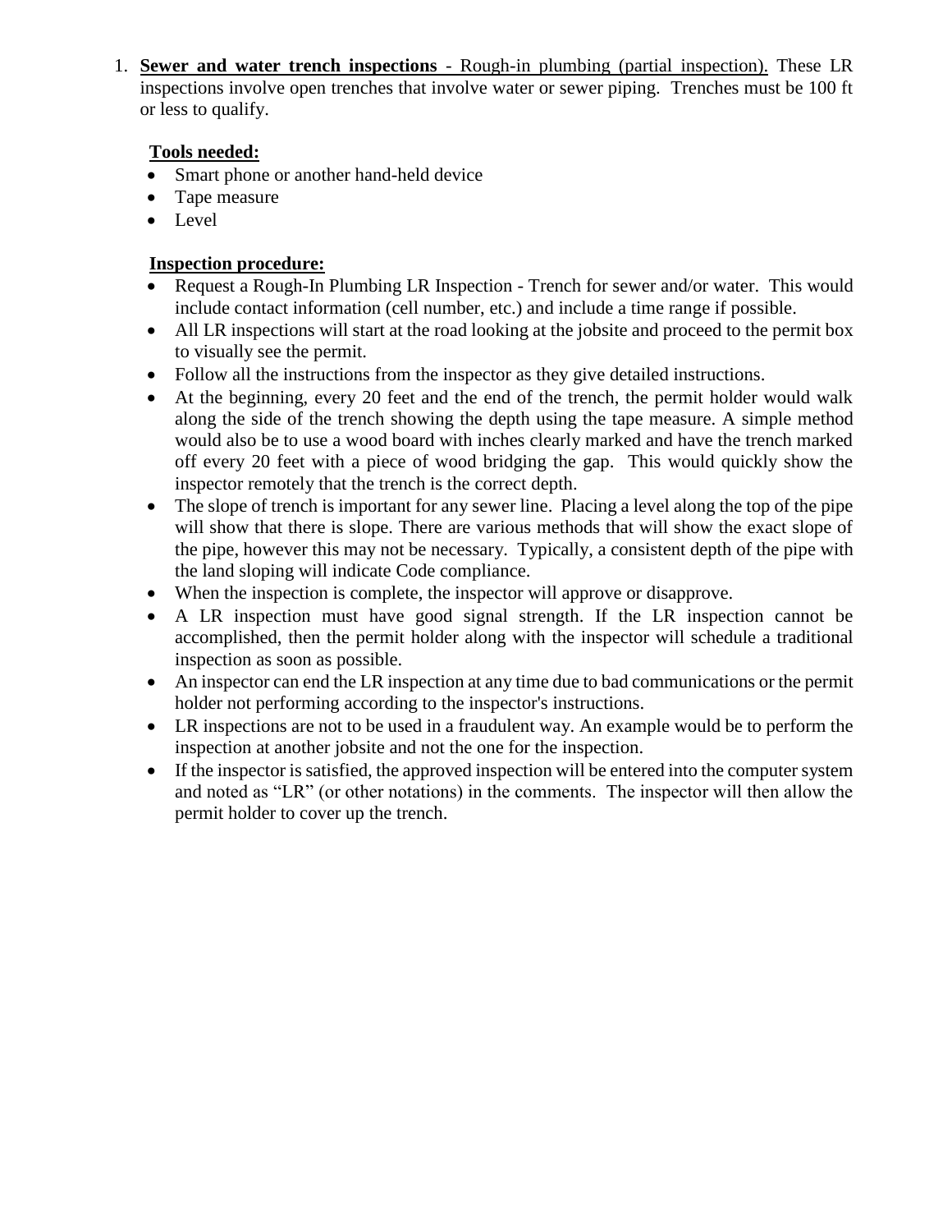1. **Sewer and water trench inspections** - Rough-in plumbing (partial inspection). These LR inspections involve open trenches that involve water or sewer piping. Trenches must be 100 ft or less to qualify.

   **Tools needed:**

   - Smart phone or another hand-held device
   - Tape measure
   - Level

   **Inspection procedure:**

   - Request a Rough-In Plumbing LR Inspection - Trench for sewer and/or water. This would include contact information (cell number, etc.) and include a time range if possible.
   - All LR inspections will start at the road looking at the jobsite and proceed to the permit box to visually see the permit.
   - Follow all the instructions from the inspector as they give detailed instructions.
   - At the beginning, every 20 feet and the end of the trench, the permit holder would walk along the side of the trench showing the depth using the tape measure. A simple method would also be to use a wood board with inches clearly marked and have the trench marked off every 20 feet with a piece of wood bridging the gap. This would quickly show the inspector remotely that the trench is the correct depth.
   - The slope of trench is important for any sewer line. Placing a level along the top of the pipe will show that there is slope. There are various methods that will show the exact slope of the pipe, however this may not be necessary. Typically, a consistent depth of the pipe with the land sloping will indicate Code compliance.
   - When the inspection is complete, the inspector will approve or disapprove.
   - A LR inspection must have good signal strength. If the LR inspection cannot be accomplished, then the permit holder along with the inspector will schedule a traditional inspection as soon as possible.
   - An inspector can end the LR inspection at any time due to bad communications or the permit holder not performing according to the inspector's instructions.
   - LR inspections are not to be used in a fraudulent way. An example would be to perform the inspection at another jobsite and not the one for the inspection.
   - If the inspector is satisfied, the approved inspection will be entered into the computer system and noted as "LR" (or other notations) in the comments. The inspector will then allow the permit holder to cover up the trench.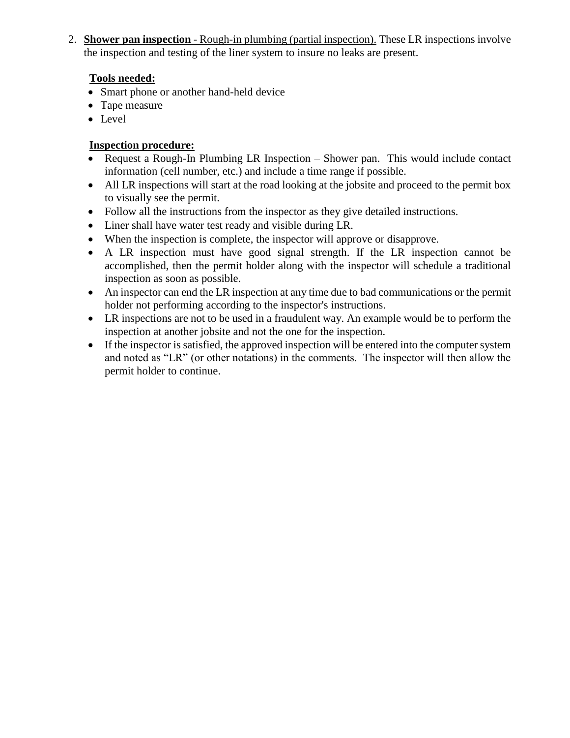2. **Shower pan inspection** - Rough-in plumbing (partial inspection). These LR inspections involve the inspection and testing of the liner system to insure no leaks are present.

   **Tools needed:**

   - Smart phone or another hand-held device
   - Tape measure
   - Level

   **Inspection procedure:**

   - Request a Rough-In Plumbing LR Inspection – Shower pan. This would include contact information (cell number, etc.) and include a time range if possible.
   - All LR inspections will start at the road looking at the jobsite and proceed to the permit box to visually see the permit.
   - Follow all the instructions from the inspector as they give detailed instructions.
   - Liner shall have water test ready and visible during LR.
   - When the inspection is complete, the inspector will approve or disapprove.
   - A LR inspection must have good signal strength. If the LR inspection cannot be accomplished, then the permit holder along with the inspector will schedule a traditional inspection as soon as possible.
   - An inspector can end the LR inspection at any time due to bad communications or the permit holder not performing according to the inspector's instructions.
   - LR inspections are not to be used in a fraudulent way. An example would be to perform the inspection at another jobsite and not the one for the inspection.
   - If the inspector is satisfied, the approved inspection will be entered into the computer system and noted as "LR" (or other notations) in the comments. The inspector will then allow the permit holder to continue.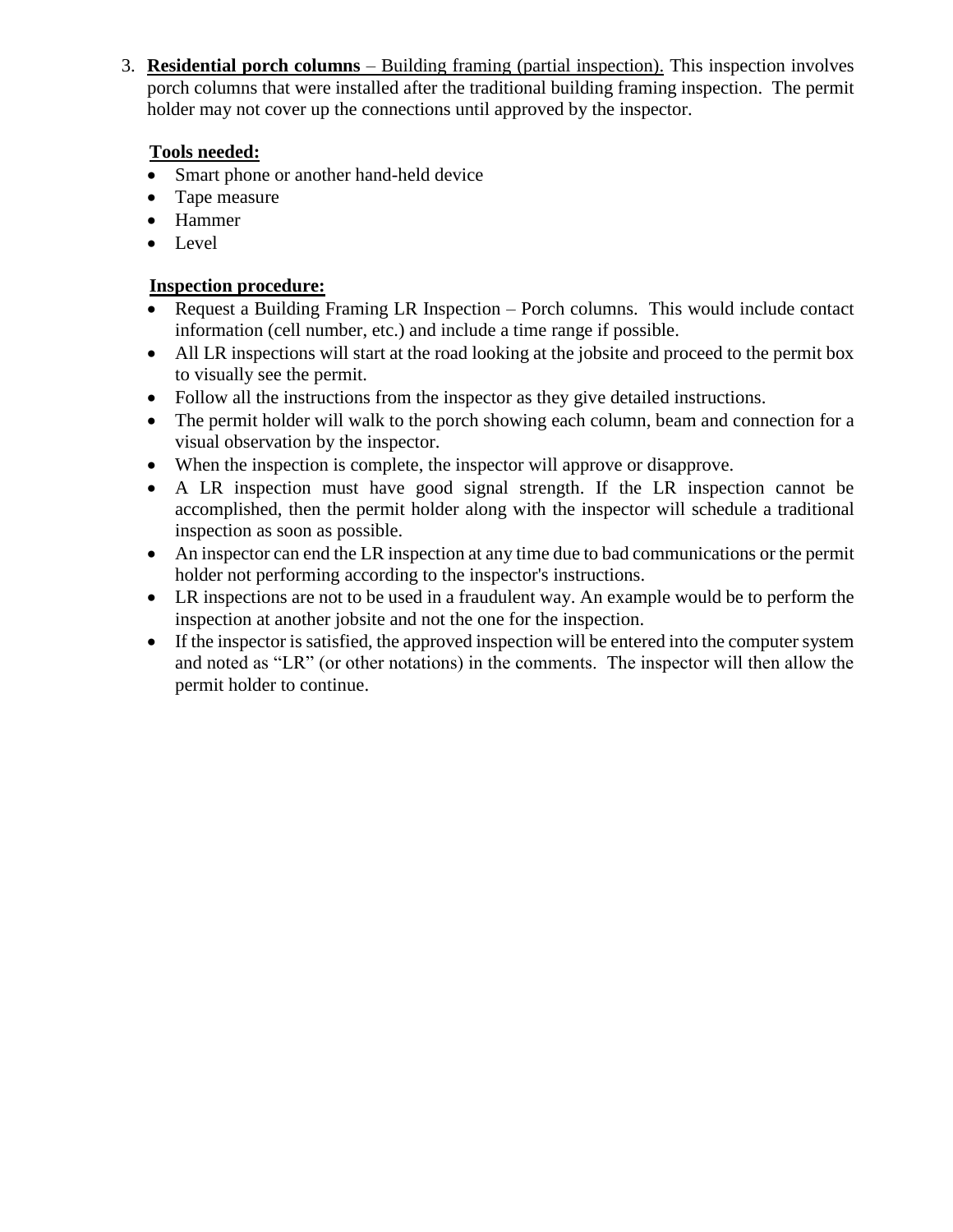3. **Residential porch columns** – Building framing (partial inspection). This inspection involves porch columns that were installed after the traditional building framing inspection. The permit holder may not cover up the connections until approved by the inspector.

   **Tools needed:**

   - Smart phone or another hand-held device
   - Tape measure
   - Hammer
   - Level

   **Inspection procedure:**

   - Request a Building Framing LR Inspection – Porch columns. This would include contact information (cell number, etc.) and include a time range if possible.
   - All LR inspections will start at the road looking at the jobsite and proceed to the permit box to visually see the permit.
   - Follow all the instructions from the inspector as they give detailed instructions.
   - The permit holder will walk to the porch showing each column, beam and connection for a visual observation by the inspector.
   - When the inspection is complete, the inspector will approve or disapprove.
   - A LR inspection must have good signal strength. If the LR inspection cannot be accomplished, then the permit holder along with the inspector will schedule a traditional inspection as soon as possible.
   - An inspector can end the LR inspection at any time due to bad communications or the permit holder not performing according to the inspector's instructions.
   - LR inspections are not to be used in a fraudulent way. An example would be to perform the inspection at another jobsite and not the one for the inspection.
   - If the inspector is satisfied, the approved inspection will be entered into the computer system and noted as "LR" (or other notations) in the comments. The inspector will then allow the permit holder to continue.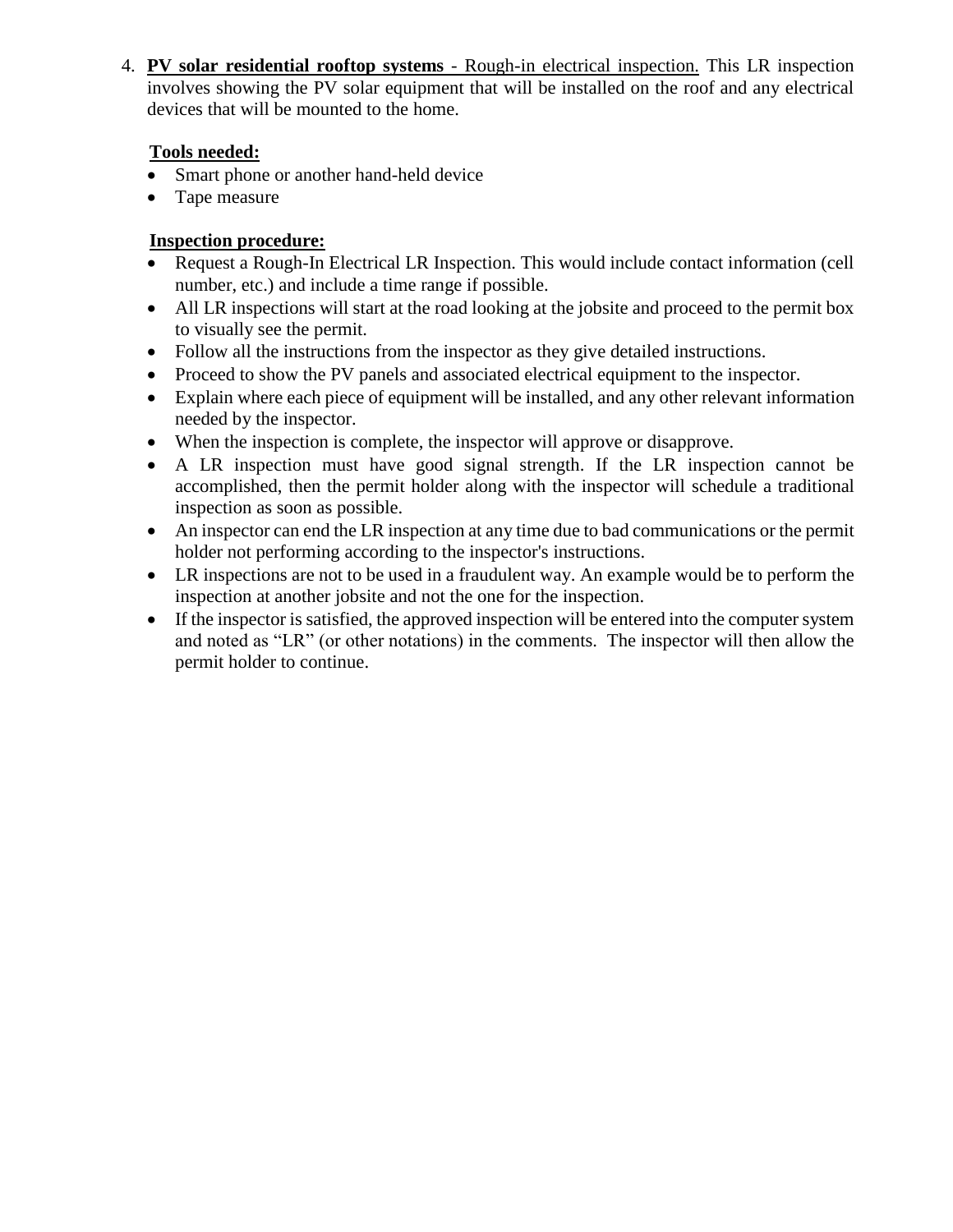4. **PV solar residential rooftop systems** - Rough-in electrical inspection. This LR inspection involves showing the PV solar equipment that will be installed on the roof and any electrical devices that will be mounted to the home.

   **Tools needed:**

   - Smart phone or another hand-held device
   - Tape measure

   **Inspection procedure:**

   - Request a Rough-In Electrical LR Inspection. This would include contact information (cell number, etc.) and include a time range if possible.
   - All LR inspections will start at the road looking at the jobsite and proceed to the permit box to visually see the permit.
   - Follow all the instructions from the inspector as they give detailed instructions.
   - Proceed to show the PV panels and associated electrical equipment to the inspector.
   - Explain where each piece of equipment will be installed, and any other relevant information needed by the inspector.
   - When the inspection is complete, the inspector will approve or disapprove.
   - A LR inspection must have good signal strength. If the LR inspection cannot be accomplished, then the permit holder along with the inspector will schedule a traditional inspection as soon as possible.
   - An inspector can end the LR inspection at any time due to bad communications or the permit holder not performing according to the inspector's instructions.
   - LR inspections are not to be used in a fraudulent way. An example would be to perform the inspection at another jobsite and not the one for the inspection.
   - If the inspector is satisfied, the approved inspection will be entered into the computer system and noted as "LR" (or other notations) in the comments. The inspector will then allow the permit holder to continue.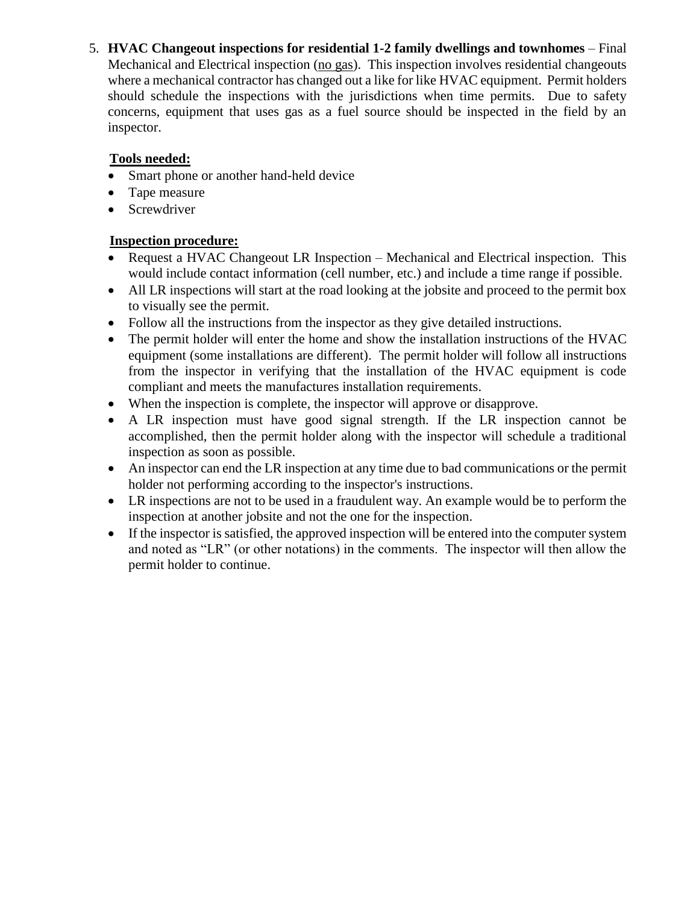5. **HVAC Changeout inspections for residential 1-2 family dwellings and townhomes** – Final Mechanical and Electrical inspection (<u>no gas</u>). This inspection involves residential changeouts where a mechanical contractor has changed out a like for like HVAC equipment. Permit holders should schedule the inspections with the jurisdictions when time permits. Due to safety concerns, equipment that uses gas as a fuel source should be inspected in the field by an inspector.

   **<u>Tools needed:</u>**

   - Smart phone or another hand-held device
   - Tape measure
   - Screwdriver

   **<u>Inspection procedure:</u>**

   - Request a HVAC Changeout LR Inspection – Mechanical and Electrical inspection. This would include contact information (cell number, etc.) and include a time range if possible.
   - All LR inspections will start at the road looking at the jobsite and proceed to the permit box to visually see the permit.
   - Follow all the instructions from the inspector as they give detailed instructions.
   - The permit holder will enter the home and show the installation instructions of the HVAC equipment (some installations are different). The permit holder will follow all instructions from the inspector in verifying that the installation of the HVAC equipment is code compliant and meets the manufactures installation requirements.
   - When the inspection is complete, the inspector will approve or disapprove.
   - A LR inspection must have good signal strength. If the LR inspection cannot be accomplished, then the permit holder along with the inspector will schedule a traditional inspection as soon as possible.
   - An inspector can end the LR inspection at any time due to bad communications or the permit holder not performing according to the inspector's instructions.
   - LR inspections are not to be used in a fraudulent way. An example would be to perform the inspection at another jobsite and not the one for the inspection.
   - If the inspector is satisfied, the approved inspection will be entered into the computer system and noted as "LR" (or other notations) in the comments. The inspector will then allow the permit holder to continue.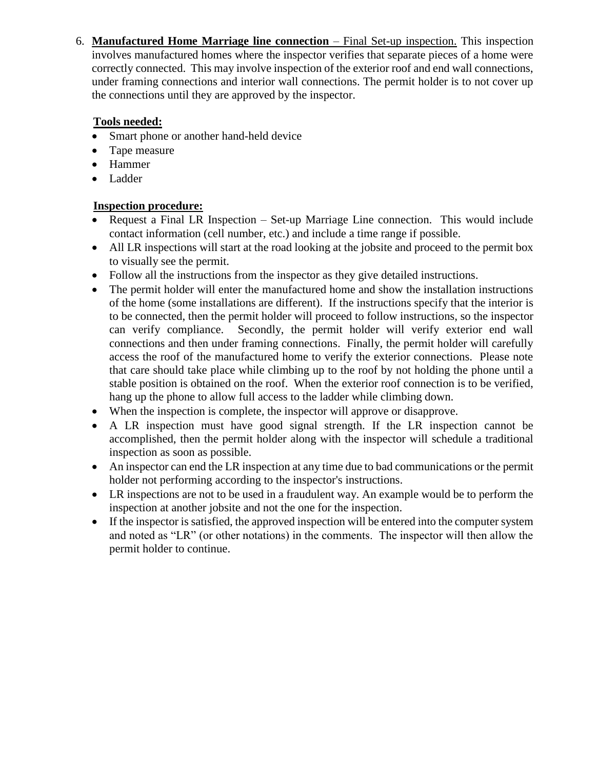6. **Manufactured Home Marriage line connection** – Final Set-up inspection. This inspection involves manufactured homes where the inspector verifies that separate pieces of a home were correctly connected. This may involve inspection of the exterior roof and end wall connections, under framing connections and interior wall connections. The permit holder is to not cover up the connections until they are approved by the inspector.

   **Tools needed:**

   - Smart phone or another hand-held device
   - Tape measure
   - Hammer
   - Ladder

   **Inspection procedure:**

   - Request a Final LR Inspection – Set-up Marriage Line connection. This would include contact information (cell number, etc.) and include a time range if possible.
   - All LR inspections will start at the road looking at the jobsite and proceed to the permit box to visually see the permit.
   - Follow all the instructions from the inspector as they give detailed instructions.
   - The permit holder will enter the manufactured home and show the installation instructions of the home (some installations are different). If the instructions specify that the interior is to be connected, then the permit holder will proceed to follow instructions, so the inspector can verify compliance. Secondly, the permit holder will verify exterior end wall connections and then under framing connections. Finally, the permit holder will carefully access the roof of the manufactured home to verify the exterior connections. Please note that care should take place while climbing up to the roof by not holding the phone until a stable position is obtained on the roof. When the exterior roof connection is to be verified, hang up the phone to allow full access to the ladder while climbing down.
   - When the inspection is complete, the inspector will approve or disapprove.
   - A LR inspection must have good signal strength. If the LR inspection cannot be accomplished, then the permit holder along with the inspector will schedule a traditional inspection as soon as possible.
   - An inspector can end the LR inspection at any time due to bad communications or the permit holder not performing according to the inspector's instructions.
   - LR inspections are not to be used in a fraudulent way. An example would be to perform the inspection at another jobsite and not the one for the inspection.
   - If the inspector is satisfied, the approved inspection will be entered into the computer system and noted as "LR" (or other notations) in the comments. The inspector will then allow the permit holder to continue.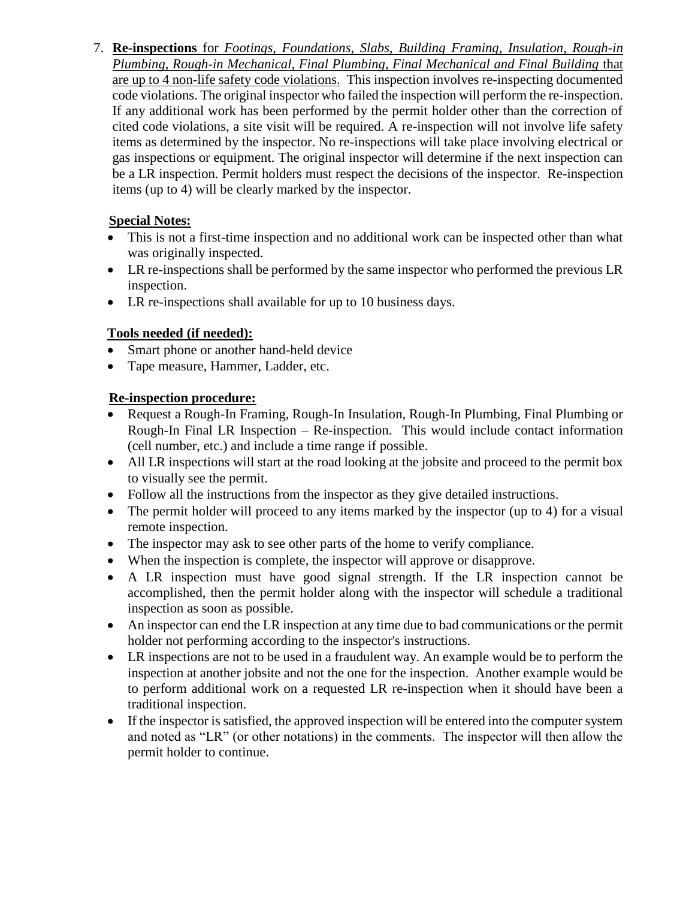7. **Re-inspections** for *Footings, Foundations, Slabs, Building Framing, Insulation, Rough-in Plumbing, Rough-in Mechanical, Final Plumbing, Final Mechanical and Final Building* that are up to 4 non-life safety code violations. This inspection involves re-inspecting documented code violations. The original inspector who failed the inspection will perform the re-inspection. If any additional work has been performed by the permit holder other than the correction of cited code violations, a site visit will be required. A re-inspection will not involve life safety items as determined by the inspector. No re-inspections will take place involving electrical or gas inspections or equipment. The original inspector will determine if the next inspection can be a LR inspection. Permit holders must respect the decisions of the inspector. Re-inspection items (up to 4) will be clearly marked by the inspector.

**Special Notes:**

- This is not a first-time inspection and no additional work can be inspected other than what was originally inspected.
- LR re-inspections shall be performed by the same inspector who performed the previous LR inspection.
- LR re-inspections shall available for up to 10 business days.

**Tools needed (if needed):**

- Smart phone or another hand-held device
- Tape measure, Hammer, Ladder, etc.

**Re-inspection procedure:**

- Request a Rough-In Framing, Rough-In Insulation, Rough-In Plumbing, Final Plumbing or Rough-In Final LR Inspection – Re-inspection. This would include contact information (cell number, etc.) and include a time range if possible.
- All LR inspections will start at the road looking at the jobsite and proceed to the permit box to visually see the permit.
- Follow all the instructions from the inspector as they give detailed instructions.
- The permit holder will proceed to any items marked by the inspector (up to 4) for a visual remote inspection.
- The inspector may ask to see other parts of the home to verify compliance.
- When the inspection is complete, the inspector will approve or disapprove.
- A LR inspection must have good signal strength. If the LR inspection cannot be accomplished, then the permit holder along with the inspector will schedule a traditional inspection as soon as possible.
- An inspector can end the LR inspection at any time due to bad communications or the permit holder not performing according to the inspector's instructions.
- LR inspections are not to be used in a fraudulent way. An example would be to perform the inspection at another jobsite and not the one for the inspection. Another example would be to perform additional work on a requested LR re-inspection when it should have been a traditional inspection.
- If the inspector is satisfied, the approved inspection will be entered into the computer system and noted as "LR" (or other notations) in the comments. The inspector will then allow the permit holder to continue.